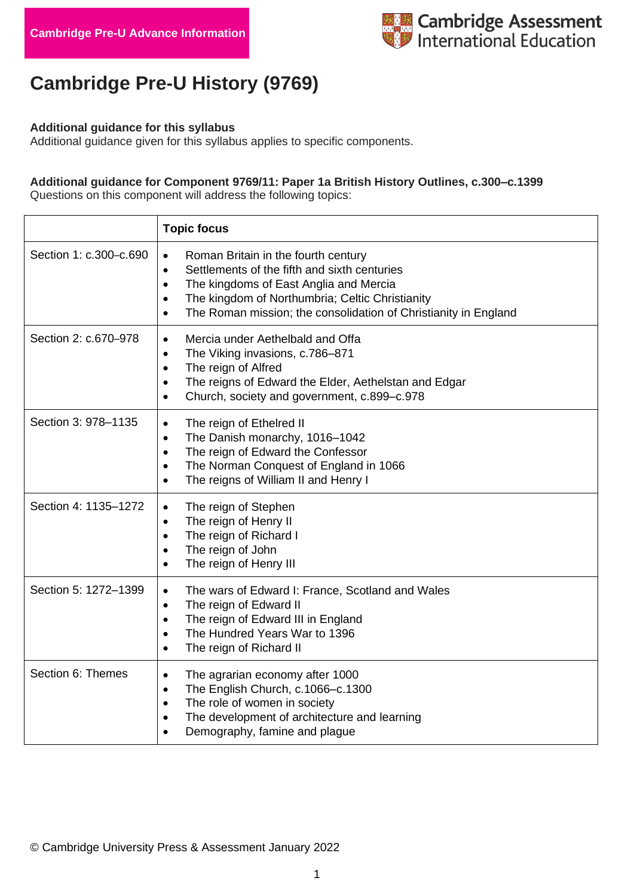Cambridge Pre-U Advance Information

Cambridge Assessment International Education

# Cambridge Pre-U History (9769)

**Additional guidance for this syllabus**
Additional guidance given for this syllabus applies to specific components.

**Additional guidance for Component 9769/11: Paper 1a British History Outlines, c.300–c.1399**
Questions on this component will address the following topics:

| | **Topic focus** |
|---|---|
| Section 1: c.300–c.690 | • Roman Britain in the fourth century<br>• Settlements of the fifth and sixth centuries<br>• The kingdoms of East Anglia and Mercia<br>• The kingdom of Northumbria; Celtic Christianity<br>• The Roman mission; the consolidation of Christianity in England |
| Section 2: c.670–978 | • Mercia under Aethelbald and Offa<br>• The Viking invasions, c.786–871<br>• The reign of Alfred<br>• The reigns of Edward the Elder, Aethelstan and Edgar<br>• Church, society and government, c.899–c.978 |
| Section 3: 978–1135 | • The reign of Ethelred II<br>• The Danish monarchy, 1016–1042<br>• The reign of Edward the Confessor<br>• The Norman Conquest of England in 1066<br>• The reigns of William II and Henry I |
| Section 4: 1135–1272 | • The reign of Stephen<br>• The reign of Henry II<br>• The reign of Richard I<br>• The reign of John<br>• The reign of Henry III |
| Section 5: 1272–1399 | • The wars of Edward I: France, Scotland and Wales<br>• The reign of Edward II<br>• The reign of Edward III in England<br>• The Hundred Years War to 1396<br>• The reign of Richard II |
| Section 6: Themes | • The agrarian economy after 1000<br>• The English Church, c.1066–c.1300<br>• The role of women in society<br>• The development of architecture and learning<br>• Demography, famine and plague |

© Cambridge University Press & Assessment January 2022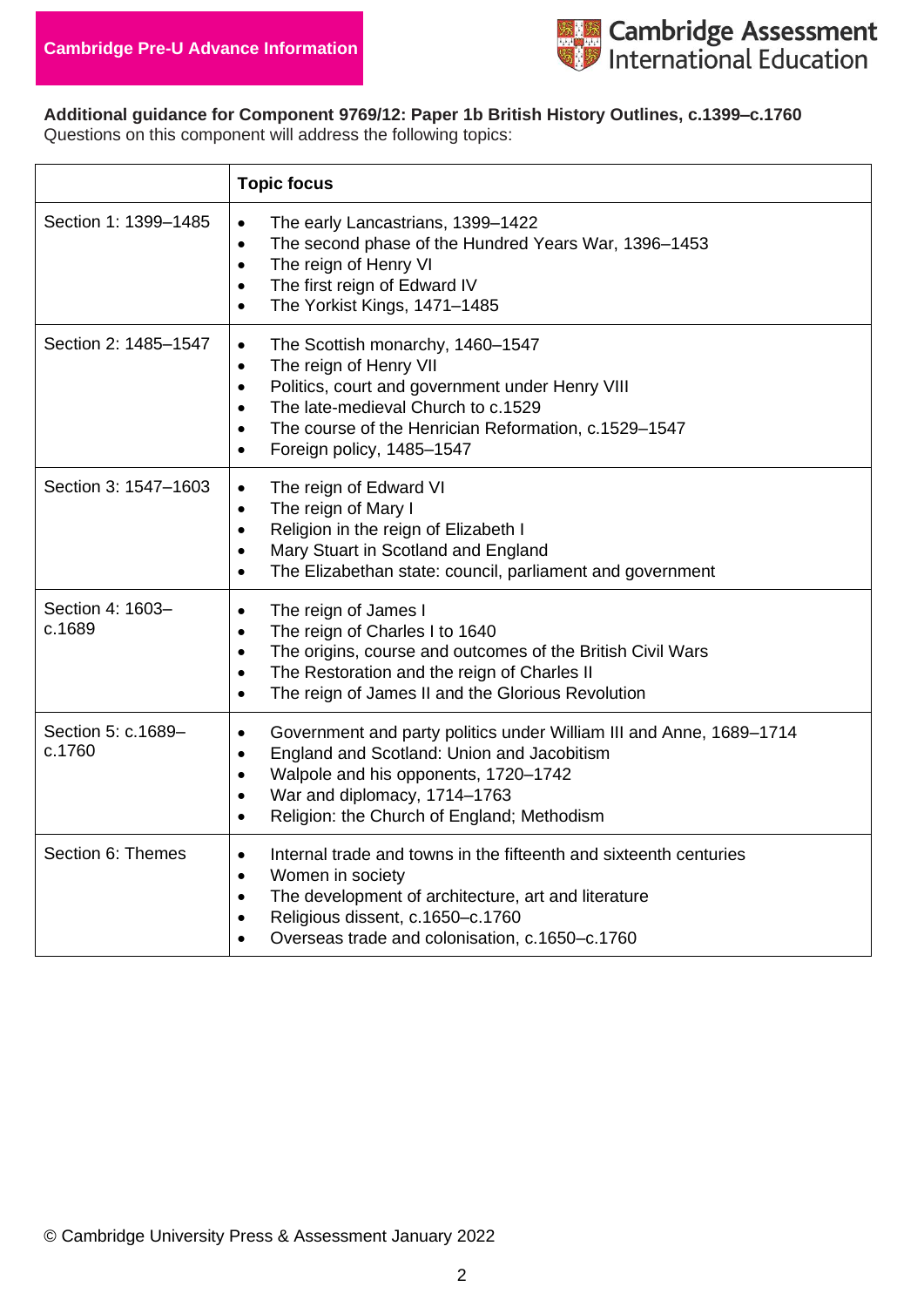Cambridge Pre-U Advance Information

**Additional guidance for Component 9769/12: Paper 1b British History Outlines, c.1399–c.1760**
Questions on this component will address the following topics:

| | **Topic focus** |
|---|---|
| Section 1: 1399–1485 | • The early Lancastrians, 1399–1422<br>• The second phase of the Hundred Years War, 1396–1453<br>• The reign of Henry VI<br>• The first reign of Edward IV<br>• The Yorkist Kings, 1471–1485 |
| Section 2: 1485–1547 | • The Scottish monarchy, 1460–1547<br>• The reign of Henry VII<br>• Politics, court and government under Henry VIII<br>• The late-medieval Church to c.1529<br>• The course of the Henrician Reformation, c.1529–1547<br>• Foreign policy, 1485–1547 |
| Section 3: 1547–1603 | • The reign of Edward VI<br>• The reign of Mary I<br>• Religion in the reign of Elizabeth I<br>• Mary Stuart in Scotland and England<br>• The Elizabethan state: council, parliament and government |
| Section 4: 1603–c.1689 | • The reign of James I<br>• The reign of Charles I to 1640<br>• The origins, course and outcomes of the British Civil Wars<br>• The Restoration and the reign of Charles II<br>• The reign of James II and the Glorious Revolution |
| Section 5: c.1689–c.1760 | • Government and party politics under William III and Anne, 1689–1714<br>• England and Scotland: Union and Jacobitism<br>• Walpole and his opponents, 1720–1742<br>• War and diplomacy, 1714–1763<br>• Religion: the Church of England; Methodism |
| Section 6: Themes | • Internal trade and towns in the fifteenth and sixteenth centuries<br>• Women in society<br>• The development of architecture, art and literature<br>• Religious dissent, c.1650–c.1760<br>• Overseas trade and colonisation, c.1650–c.1760 |

© Cambridge University Press & Assessment January 2022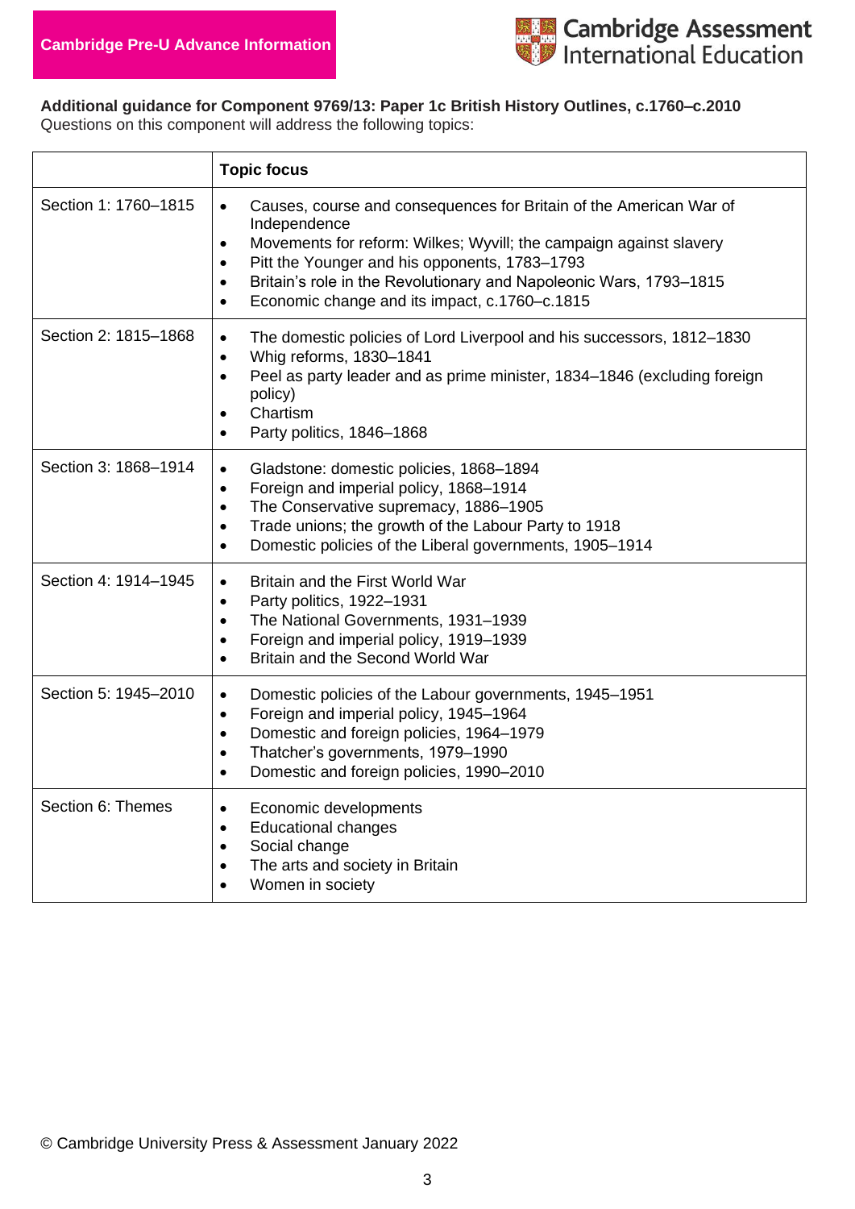**Cambridge Pre-U Advance Information**

Cambridge Assessment International Education

**Additional guidance for Component 9769/13: Paper 1c British History Outlines, c.1760–c.2010**
Questions on this component will address the following topics:

| | **Topic focus** |
|---|---|
| Section 1: 1760–1815 | • Causes, course and consequences for Britain of the American War of Independence<br>• Movements for reform: Wilkes; Wyvill; the campaign against slavery<br>• Pitt the Younger and his opponents, 1783–1793<br>• Britain's role in the Revolutionary and Napoleonic Wars, 1793–1815<br>• Economic change and its impact, c.1760–c.1815 |
| Section 2: 1815–1868 | • The domestic policies of Lord Liverpool and his successors, 1812–1830<br>• Whig reforms, 1830–1841<br>• Peel as party leader and as prime minister, 1834–1846 (excluding foreign policy)<br>• Chartism<br>• Party politics, 1846–1868 |
| Section 3: 1868–1914 | • Gladstone: domestic policies, 1868–1894<br>• Foreign and imperial policy, 1868–1914<br>• The Conservative supremacy, 1886–1905<br>• Trade unions; the growth of the Labour Party to 1918<br>• Domestic policies of the Liberal governments, 1905–1914 |
| Section 4: 1914–1945 | • Britain and the First World War<br>• Party politics, 1922–1931<br>• The National Governments, 1931–1939<br>• Foreign and imperial policy, 1919–1939<br>• Britain and the Second World War |
| Section 5: 1945–2010 | • Domestic policies of the Labour governments, 1945–1951<br>• Foreign and imperial policy, 1945–1964<br>• Domestic and foreign policies, 1964–1979<br>• Thatcher's governments, 1979–1990<br>• Domestic and foreign policies, 1990–2010 |
| Section 6: Themes | • Economic developments<br>• Educational changes<br>• Social change<br>• The arts and society in Britain<br>• Women in society |

© Cambridge University Press & Assessment January 2022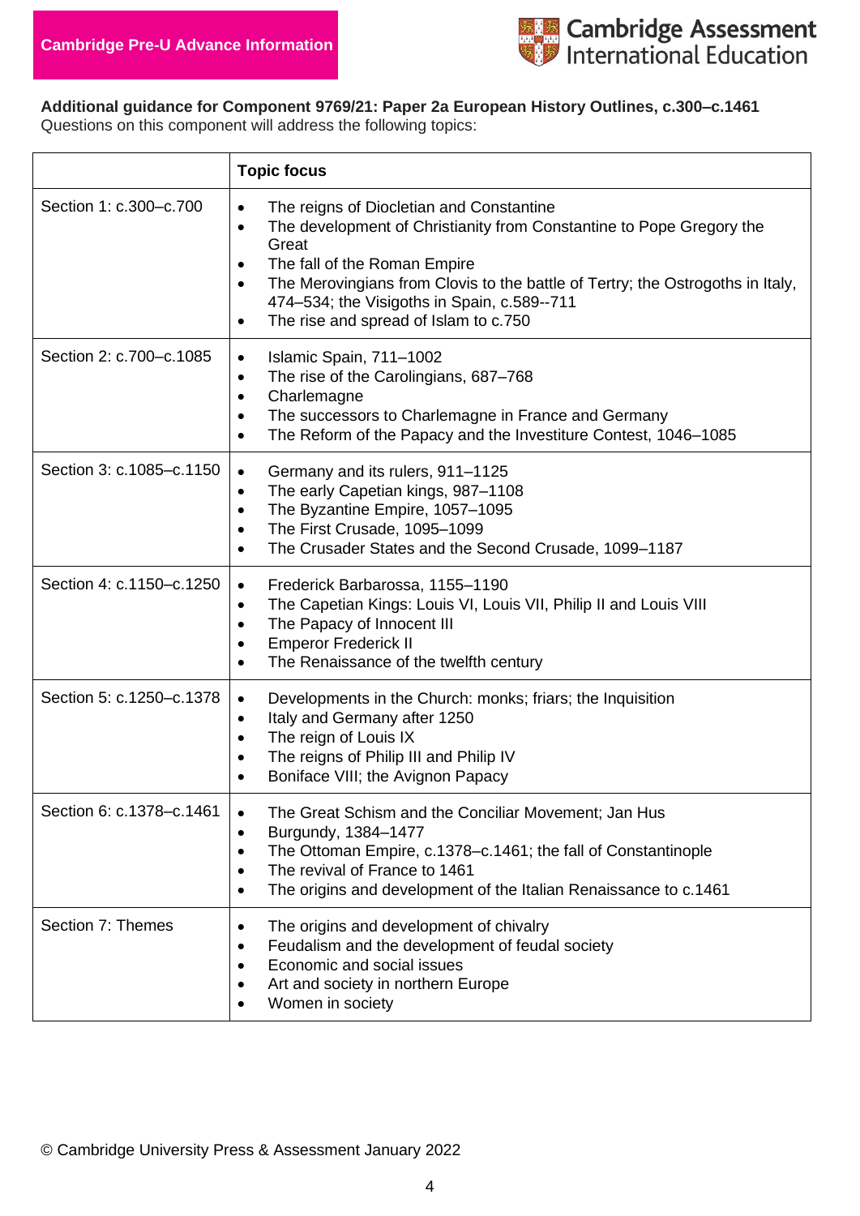**Additional guidance for Component 9769/21: Paper 2a European History Outlines, c.300–c.1461**
Questions on this component will address the following topics:

| | **Topic focus** |
|---|---|
| Section 1: c.300–c.700 | • The reigns of Diocletian and Constantine<br>• The development of Christianity from Constantine to Pope Gregory the Great<br>• The fall of the Roman Empire<br>• The Merovingians from Clovis to the battle of Tertry; the Ostrogoths in Italy, 474–534; the Visigoths in Spain, c.589--711<br>• The rise and spread of Islam to c.750 |
| Section 2: c.700–c.1085 | • Islamic Spain, 711–1002<br>• The rise of the Carolingians, 687–768<br>• Charlemagne<br>• The successors to Charlemagne in France and Germany<br>• The Reform of the Papacy and the Investiture Contest, 1046–1085 |
| Section 3: c.1085–c.1150 | • Germany and its rulers, 911–1125<br>• The early Capetian kings, 987–1108<br>• The Byzantine Empire, 1057–1095<br>• The First Crusade, 1095–1099<br>• The Crusader States and the Second Crusade, 1099–1187 |
| Section 4: c.1150–c.1250 | • Frederick Barbarossa, 1155–1190<br>• The Capetian Kings: Louis VI, Louis VII, Philip II and Louis VIII<br>• The Papacy of Innocent III<br>• Emperor Frederick II<br>• The Renaissance of the twelfth century |
| Section 5: c.1250–c.1378 | • Developments in the Church: monks; friars; the Inquisition<br>• Italy and Germany after 1250<br>• The reign of Louis IX<br>• The reigns of Philip III and Philip IV<br>• Boniface VIII; the Avignon Papacy |
| Section 6: c.1378–c.1461 | • The Great Schism and the Conciliar Movement; Jan Hus<br>• Burgundy, 1384–1477<br>• The Ottoman Empire, c.1378–c.1461; the fall of Constantinople<br>• The revival of France to 1461<br>• The origins and development of the Italian Renaissance to c.1461 |
| Section 7: Themes | • The origins and development of chivalry<br>• Feudalism and the development of feudal society<br>• Economic and social issues<br>• Art and society in northern Europe<br>• Women in society |

© Cambridge University Press & Assessment January 2022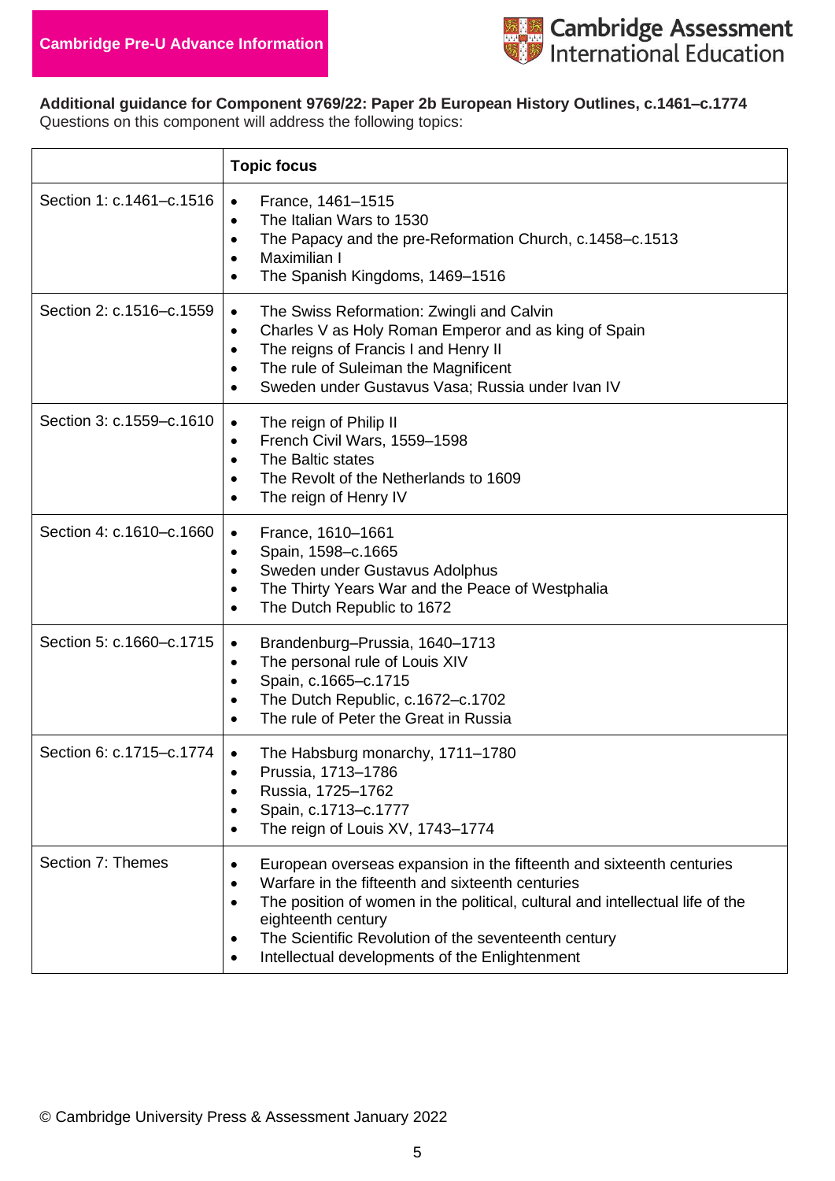**Cambridge Pre-U Advance Information**

**Additional guidance for Component 9769/22: Paper 2b European History Outlines, c.1461–c.1774**
Questions on this component will address the following topics:

| | **Topic focus** |
|---|---|
| Section 1: c.1461–c.1516 | • France, 1461–1515<br>• The Italian Wars to 1530<br>• The Papacy and the pre-Reformation Church, c.1458–c.1513<br>• Maximilian I<br>• The Spanish Kingdoms, 1469–1516 |
| Section 2: c.1516–c.1559 | • The Swiss Reformation: Zwingli and Calvin<br>• Charles V as Holy Roman Emperor and as king of Spain<br>• The reigns of Francis I and Henry II<br>• The rule of Suleiman the Magnificent<br>• Sweden under Gustavus Vasa; Russia under Ivan IV |
| Section 3: c.1559–c.1610 | • The reign of Philip II<br>• French Civil Wars, 1559–1598<br>• The Baltic states<br>• The Revolt of the Netherlands to 1609<br>• The reign of Henry IV |
| Section 4: c.1610–c.1660 | • France, 1610–1661<br>• Spain, 1598–c.1665<br>• Sweden under Gustavus Adolphus<br>• The Thirty Years War and the Peace of Westphalia<br>• The Dutch Republic to 1672 |
| Section 5: c.1660–c.1715 | • Brandenburg–Prussia, 1640–1713<br>• The personal rule of Louis XIV<br>• Spain, c.1665–c.1715<br>• The Dutch Republic, c.1672–c.1702<br>• The rule of Peter the Great in Russia |
| Section 6: c.1715–c.1774 | • The Habsburg monarchy, 1711–1780<br>• Prussia, 1713–1786<br>• Russia, 1725–1762<br>• Spain, c.1713–c.1777<br>• The reign of Louis XV, 1743–1774 |
| Section 7: Themes | • European overseas expansion in the fifteenth and sixteenth centuries<br>• Warfare in the fifteenth and sixteenth centuries<br>• The position of women in the political, cultural and intellectual life of the eighteenth century<br>• The Scientific Revolution of the seventeenth century<br>• Intellectual developments of the Enlightenment |

© Cambridge University Press & Assessment January 2022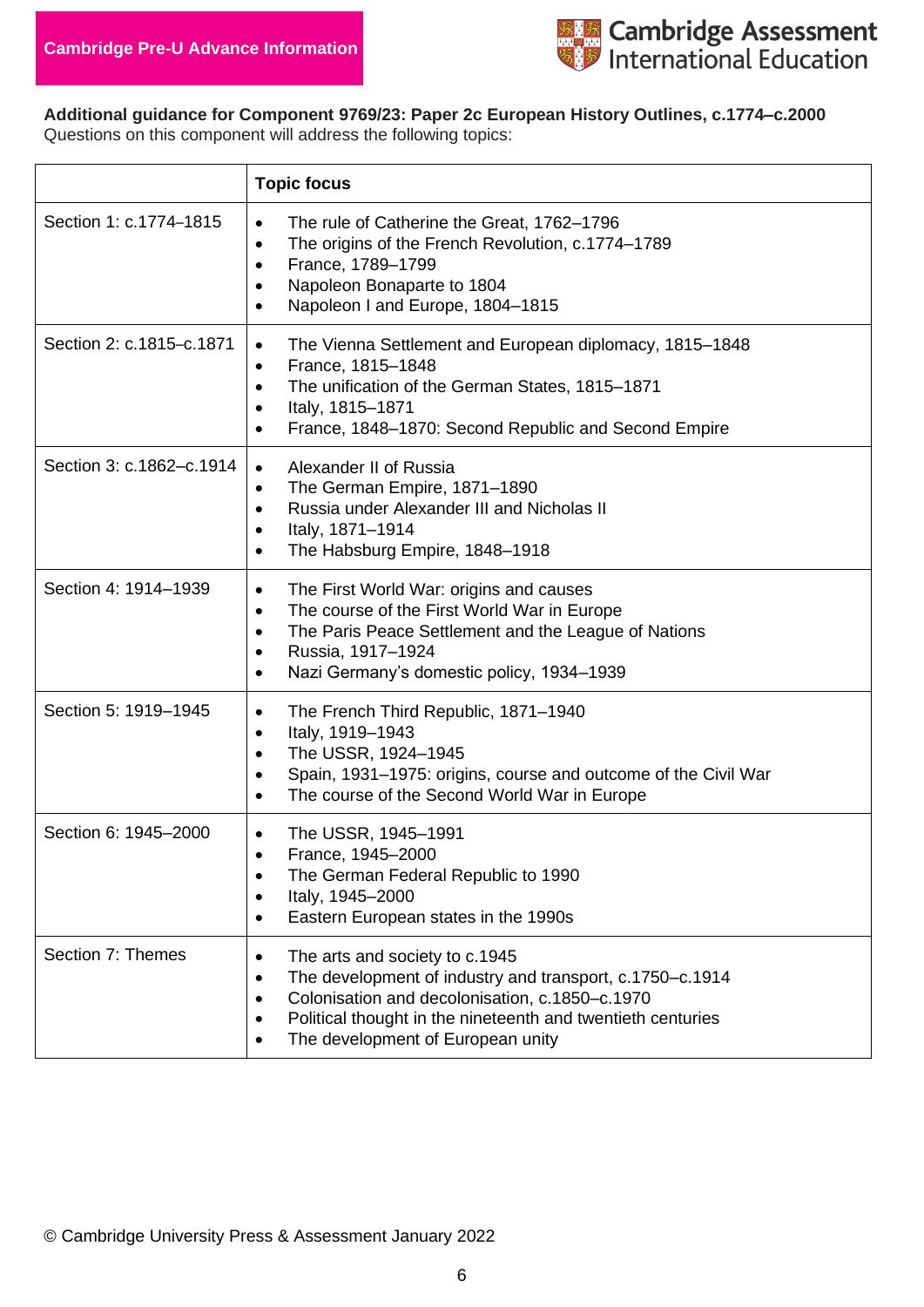**Additional guidance for Component 9769/23: Paper 2c European History Outlines, c.1774–c.2000**
Questions on this component will address the following topics:

| | Topic focus |
|---|---|
| Section 1: c.1774–1815 | • The rule of Catherine the Great, 1762–1796<br>• The origins of the French Revolution, c.1774–1789<br>• France, 1789–1799<br>• Napoleon Bonaparte to 1804<br>• Napoleon I and Europe, 1804–1815 |
| Section 2: c.1815–c.1871 | • The Vienna Settlement and European diplomacy, 1815–1848<br>• France, 1815–1848<br>• The unification of the German States, 1815–1871<br>• Italy, 1815–1871<br>• France, 1848–1870: Second Republic and Second Empire |
| Section 3: c.1862–c.1914 | • Alexander II of Russia<br>• The German Empire, 1871–1890<br>• Russia under Alexander III and Nicholas II<br>• Italy, 1871–1914<br>• The Habsburg Empire, 1848–1918 |
| Section 4: 1914–1939 | • The First World War: origins and causes<br>• The course of the First World War in Europe<br>• The Paris Peace Settlement and the League of Nations<br>• Russia, 1917–1924<br>• Nazi Germany's domestic policy, 1934–1939 |
| Section 5: 1919–1945 | • The French Third Republic, 1871–1940<br>• Italy, 1919–1943<br>• The USSR, 1924–1945<br>• Spain, 1931–1975: origins, course and outcome of the Civil War<br>• The course of the Second World War in Europe |
| Section 6: 1945–2000 | • The USSR, 1945–1991<br>• France, 1945–2000<br>• The German Federal Republic to 1990<br>• Italy, 1945–2000<br>• Eastern European states in the 1990s |
| Section 7: Themes | • The arts and society to c.1945<br>• The development of industry and transport, c.1750–c.1914<br>• Colonisation and decolonisation, c.1850–c.1970<br>• Political thought in the nineteenth and twentieth centuries<br>• The development of European unity |

© Cambridge University Press & Assessment January 2022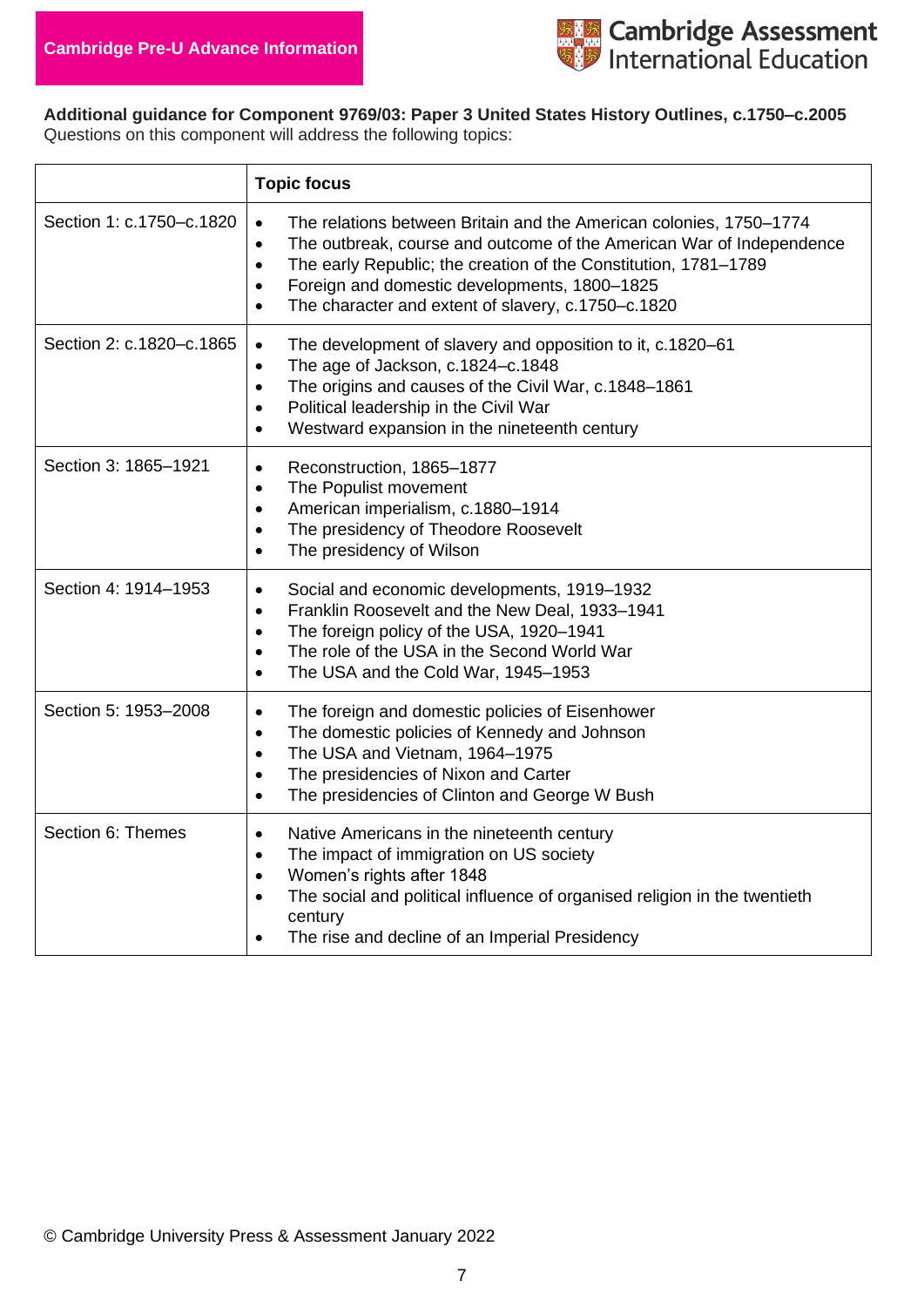Cambridge Pre-U Advance Information

**Additional guidance for Component 9769/03: Paper 3 United States History Outlines, c.1750–c.2005**
Questions on this component will address the following topics:

| | **Topic focus** |
|---|---|
| Section 1: c.1750–c.1820 | • The relations between Britain and the American colonies, 1750–1774<br>• The outbreak, course and outcome of the American War of Independence<br>• The early Republic; the creation of the Constitution, 1781–1789<br>• Foreign and domestic developments, 1800–1825<br>• The character and extent of slavery, c.1750–c.1820 |
| Section 2: c.1820–c.1865 | • The development of slavery and opposition to it, c.1820–61<br>• The age of Jackson, c.1824–c.1848<br>• The origins and causes of the Civil War, c.1848–1861<br>• Political leadership in the Civil War<br>• Westward expansion in the nineteenth century |
| Section 3: 1865–1921 | • Reconstruction, 1865–1877<br>• The Populist movement<br>• American imperialism, c.1880–1914<br>• The presidency of Theodore Roosevelt<br>• The presidency of Wilson |
| Section 4: 1914–1953 | • Social and economic developments, 1919–1932<br>• Franklin Roosevelt and the New Deal, 1933–1941<br>• The foreign policy of the USA, 1920–1941<br>• The role of the USA in the Second World War<br>• The USA and the Cold War, 1945–1953 |
| Section 5: 1953–2008 | • The foreign and domestic policies of Eisenhower<br>• The domestic policies of Kennedy and Johnson<br>• The USA and Vietnam, 1964–1975<br>• The presidencies of Nixon and Carter<br>• The presidencies of Clinton and George W Bush |
| Section 6: Themes | • Native Americans in the nineteenth century<br>• The impact of immigration on US society<br>• Women's rights after 1848<br>• The social and political influence of organised religion in the twentieth century<br>• The rise and decline of an Imperial Presidency |

© Cambridge University Press & Assessment January 2022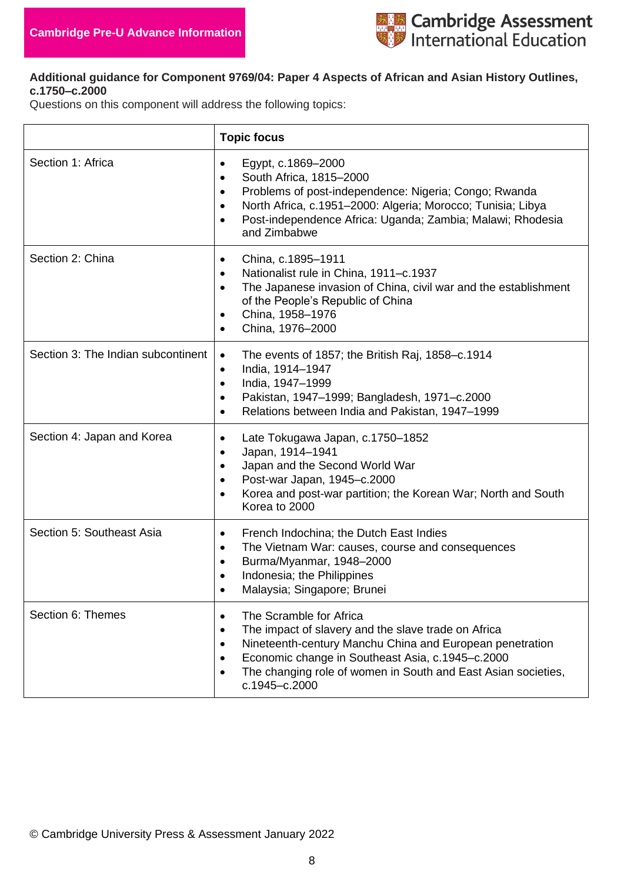**Cambridge Pre-U Advance Information**

**Additional guidance for Component 9769/04: Paper 4 Aspects of African and Asian History Outlines, c.1750–c.2000**

Questions on this component will address the following topics:

| | **Topic focus** |
|---|---|
| Section 1: Africa | • Egypt, c.1869–2000<br>• South Africa, 1815–2000<br>• Problems of post-independence: Nigeria; Congo; Rwanda<br>• North Africa, c.1951–2000: Algeria; Morocco; Tunisia; Libya<br>• Post-independence Africa: Uganda; Zambia; Malawi; Rhodesia and Zimbabwe |
| Section 2: China | • China, c.1895–1911<br>• Nationalist rule in China, 1911–c.1937<br>• The Japanese invasion of China, civil war and the establishment of the People's Republic of China<br>• China, 1958–1976<br>• China, 1976–2000 |
| Section 3: The Indian subcontinent | • The events of 1857; the British Raj, 1858–c.1914<br>• India, 1914–1947<br>• India, 1947–1999<br>• Pakistan, 1947–1999; Bangladesh, 1971–c.2000<br>• Relations between India and Pakistan, 1947–1999 |
| Section 4: Japan and Korea | • Late Tokugawa Japan, c.1750–1852<br>• Japan, 1914–1941<br>• Japan and the Second World War<br>• Post-war Japan, 1945–c.2000<br>• Korea and post-war partition; the Korean War; North and South Korea to 2000 |
| Section 5: Southeast Asia | • French Indochina; the Dutch East Indies<br>• The Vietnam War: causes, course and consequences<br>• Burma/Myanmar, 1948–2000<br>• Indonesia; the Philippines<br>• Malaysia; Singapore; Brunei |
| Section 6: Themes | • The Scramble for Africa<br>• The impact of slavery and the slave trade on Africa<br>• Nineteenth-century Manchu China and European penetration<br>• Economic change in Southeast Asia, c.1945–c.2000<br>• The changing role of women in South and East Asian societies, c.1945–c.2000 |

© Cambridge University Press & Assessment January 2022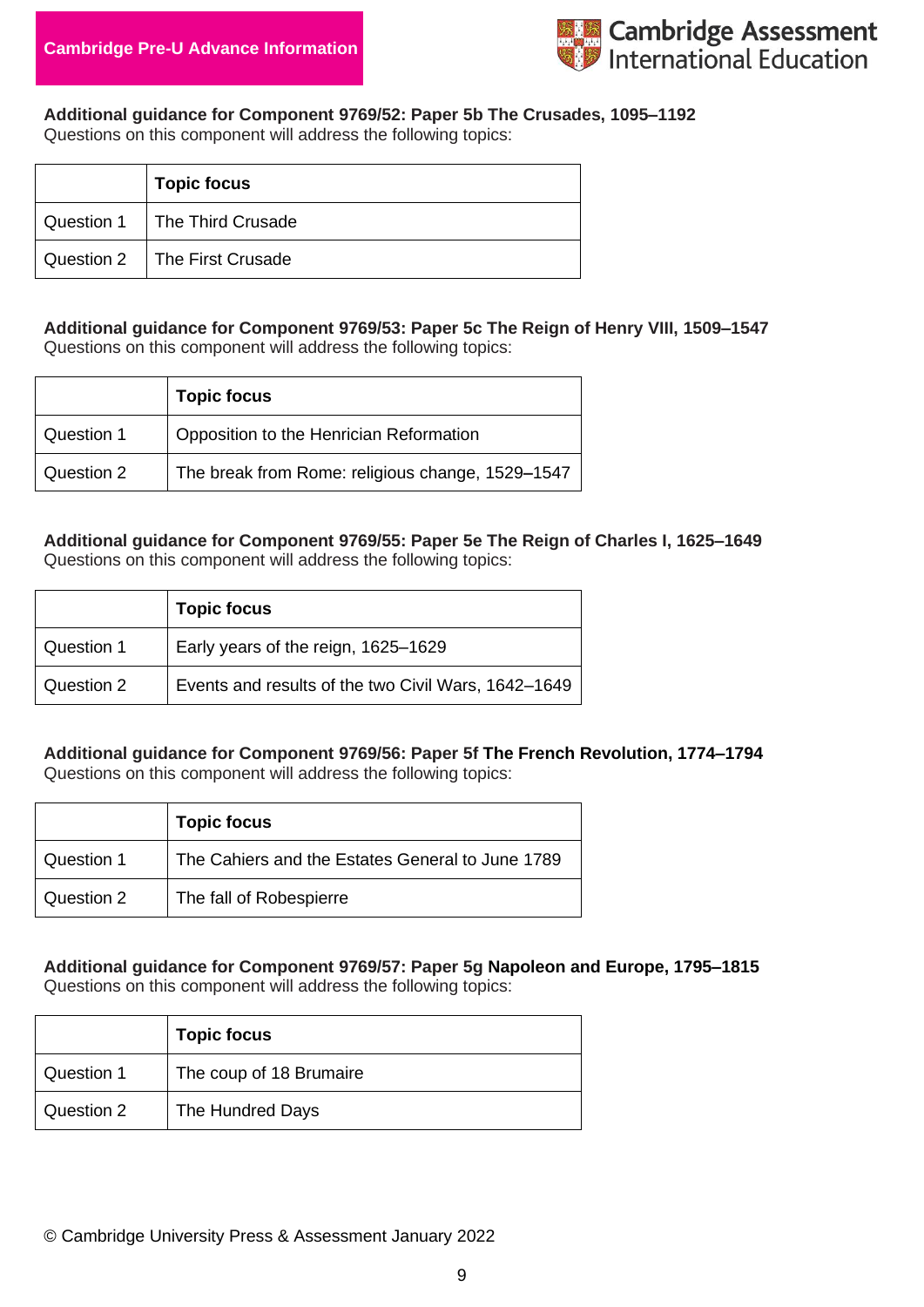**Additional guidance for Component 9769/52: Paper 5b The Crusades, 1095–1192**
Questions on this component will address the following topics:

| | Topic focus |
|---|---|
| Question 1 | The Third Crusade |
| Question 2 | The First Crusade |

**Additional guidance for Component 9769/53: Paper 5c The Reign of Henry VIII, 1509–1547**
Questions on this component will address the following topics:

| | Topic focus |
|---|---|
| Question 1 | Opposition to the Henrician Reformation |
| Question 2 | The break from Rome: religious change, 1529–1547 |

**Additional guidance for Component 9769/55: Paper 5e The Reign of Charles I, 1625–1649**
Questions on this component will address the following topics:

| | Topic focus |
|---|---|
| Question 1 | Early years of the reign, 1625–1629 |
| Question 2 | Events and results of the two Civil Wars, 1642–1649 |

**Additional guidance for Component 9769/56: Paper 5f The French Revolution, 1774–1794**
Questions on this component will address the following topics:

| | Topic focus |
|---|---|
| Question 1 | The Cahiers and the Estates General to June 1789 |
| Question 2 | The fall of Robespierre |

**Additional guidance for Component 9769/57: Paper 5g Napoleon and Europe, 1795–1815**
Questions on this component will address the following topics:

| | Topic focus |
|---|---|
| Question 1 | The coup of 18 Brumaire |
| Question 2 | The Hundred Days |

© Cambridge University Press & Assessment January 2022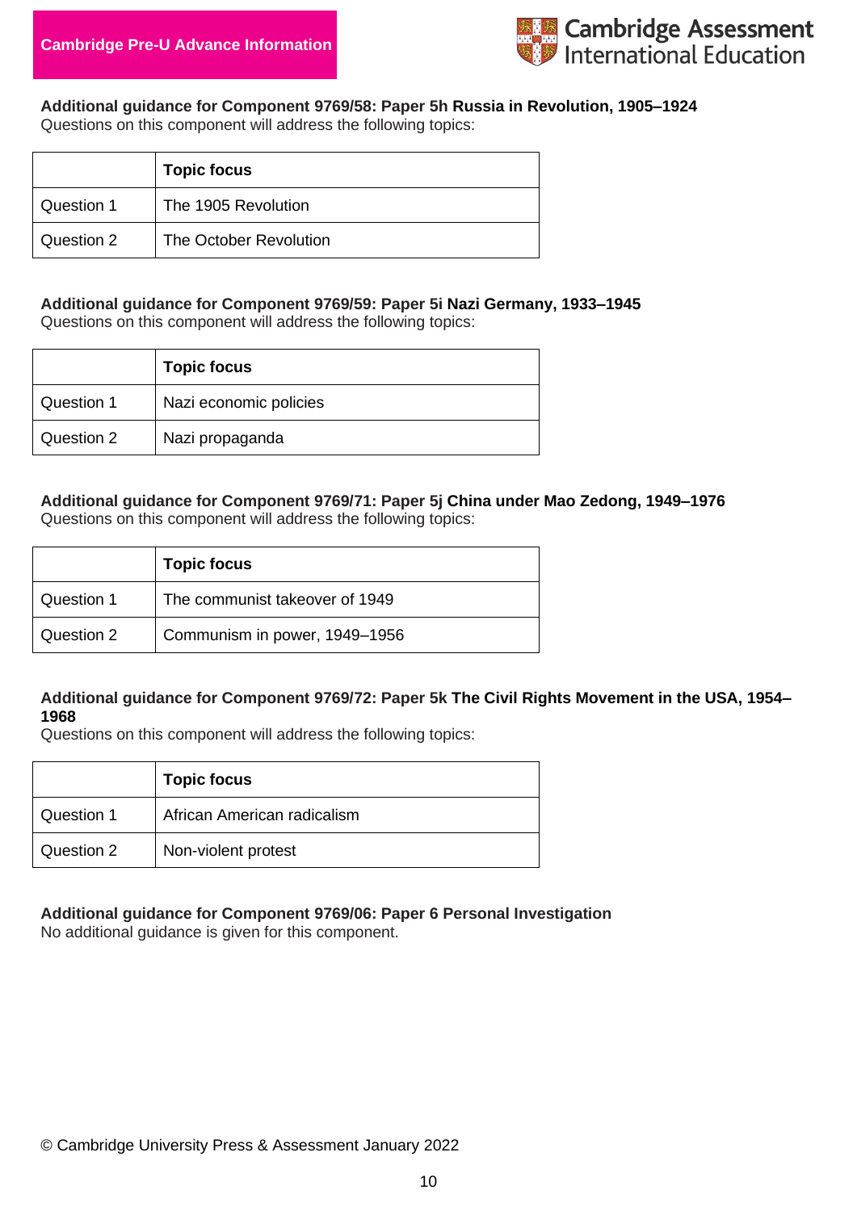**Additional guidance for Component 9769/58: Paper 5h Russia in Revolution, 1905–1924**
Questions on this component will address the following topics:

| | Topic focus |
|---|---|
| Question 1 | The 1905 Revolution |
| Question 2 | The October Revolution |

**Additional guidance for Component 9769/59: Paper 5i Nazi Germany, 1933–1945**
Questions on this component will address the following topics:

| | Topic focus |
|---|---|
| Question 1 | Nazi economic policies |
| Question 2 | Nazi propaganda |

**Additional guidance for Component 9769/71: Paper 5j China under Mao Zedong, 1949–1976**
Questions on this component will address the following topics:

| | Topic focus |
|---|---|
| Question 1 | The communist takeover of 1949 |
| Question 2 | Communism in power, 1949–1956 |

**Additional guidance for Component 9769/72: Paper 5k The Civil Rights Movement in the USA, 1954–1968**
Questions on this component will address the following topics:

| | Topic focus |
|---|---|
| Question 1 | African American radicalism |
| Question 2 | Non-violent protest |

**Additional guidance for Component 9769/06: Paper 6 Personal Investigation**
No additional guidance is given for this component.

© Cambridge University Press & Assessment January 2022